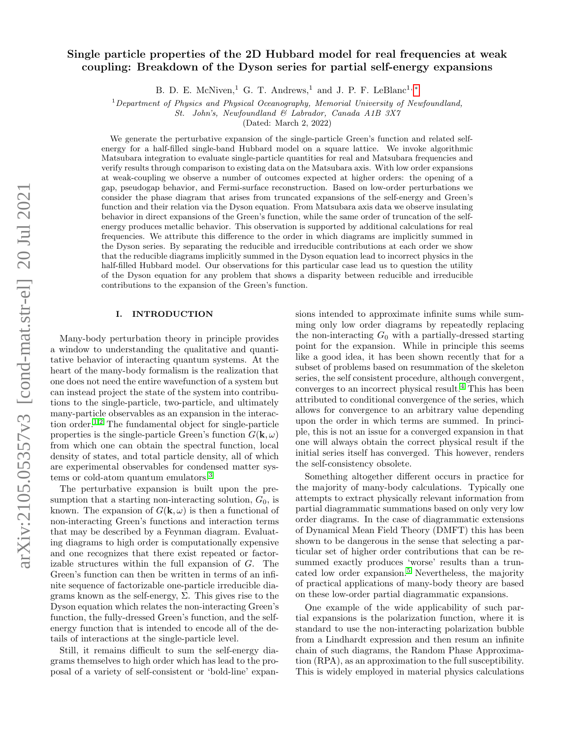# Single particle properties of the 2D Hubbard model for real frequencies at weak coupling: Breakdown of the Dyson series for partial self-energy expansions

B. D. E. McNiven,[1] G. T. Andrews,[1] and J. P. F. LeBlanc[1,*]

[1] *Department of Physics and Physical Oceanography, Memorial University of Newfoundland, St. John's, Newfoundland & Labrador, Canada A1B 3X7*

(Dated: March 2, 2022)

We generate the perturbative expansion of the single-particle Green's function and related self-energy for a half-filled single-band Hubbard model on a square lattice. We invoke algorithmic Matsubara integration to evaluate single-particle quantities for real and Matsubara frequencies and verify results through comparison to existing data on the Matsubara axis. With low order expansions at weak-coupling we observe a number of outcomes expected at higher orders: the opening of a gap, pseudogap behavior, and Fermi-surface reconstruction. Based on low-order perturbations we consider the phase diagram that arises from truncated expansions of the self-energy and Green's function and their relation via the Dyson equation. From Matsubara axis data we observe insulating behavior in direct expansions of the Green's function, while the same order of truncation of the self-energy produces metallic behavior. This observation is supported by additional calculations for real frequencies. We attribute this difference to the order in which diagrams are implicitly summed in the Dyson series. By separating the reducible and irreducible contributions at each order we show that the reducible diagrams implicitly summed in the Dyson equation lead to incorrect physics in the half-filled Hubbard model. Our observations for this particular case lead us to question the utility of the Dyson equation for any problem that shows a disparity between reducible and irreducible contributions to the expansion of the Green's function.

## I. INTRODUCTION

Many-body perturbation theory in principle provides a window to understanding the qualitative and quantitative behavior of interacting quantum systems. At the heart of the many-body formalism is the realization that one does not need the entire wavefunction of a system but can instead project the state of the system into contributions to the single-particle, two-particle, and ultimately many-particle observables as an expansion in the interaction order.[1,2] The fundamental object for single-particle properties is the single-particle Green's function $G(\mathbf{k}, \omega)$ from which one can obtain the spectral function, local density of states, and total particle density, all of which are experimental observables for condensed matter systems or cold-atom quantum emulators.[3]

The perturbative expansion is built upon the presumption that a starting non-interacting solution, $G_0$, is known. The expansion of $G(\mathbf{k}, \omega)$ is then a functional of non-interacting Green's functions and interaction terms that may be described by a Feynman diagram. Evaluating diagrams to high order is computationally expensive and one recognizes that there exist repeated or factorizable structures within the full expansion of $G$. The Green's function can then be written in terms of an infinite sequence of factorizable one-particle irreducible diagrams known as the self-energy, $\Sigma$. This gives rise to the Dyson equation which relates the non-interacting Green's function, the fully-dressed Green's function, and the self-energy function that is intended to encode all of the details of interactions at the single-particle level.

Still, it remains difficult to sum the self-energy diagrams themselves to high order which has lead to the proposal of a variety of self-consistent or 'bold-line' expansions intended to approximate infinite sums while summing only low order diagrams by repeatedly replacing the non-interacting $G_0$ with a partially-dressed starting point for the expansion. While in principle this seems like a good idea, it has been shown recently that for a subset of problems based on resummation of the skeleton series, the self consistent procedure, although convergent, converges to an incorrect physical result.[4] This has been attributed to conditional convergence of the series, which allows for convergence to an arbitrary value depending upon the order in which terms are summed. In principle, this is not an issue for a converged expansion in that one will always obtain the correct physical result if the initial series itself has converged. This however, renders the self-consistency obsolete.

Something altogether different occurs in practice for the majority of many-body calculations. Typically one attempts to extract physically relevant information from partial diagrammatic summations based on only very low order diagrams. In the case of diagrammatic extensions of Dynamical Mean Field Theory (DMFT) this has been shown to be dangerous in the sense that selecting a particular set of higher order contributions that can be resummed exactly produces 'worse' results than a truncated low order expansion.[5] Nevertheless, the majority of practical applications of many-body theory are based on these low-order partial diagrammatic expansions.

One example of the wide applicability of such partial expansions is the polarization function, where it is standard to use the non-interacting polarization bubble from a Lindhardt expression and then resum an infinite chain of such diagrams, the Random Phase Approximation (RPA), as an approximation to the full susceptibility. This is widely employed in material physics calculations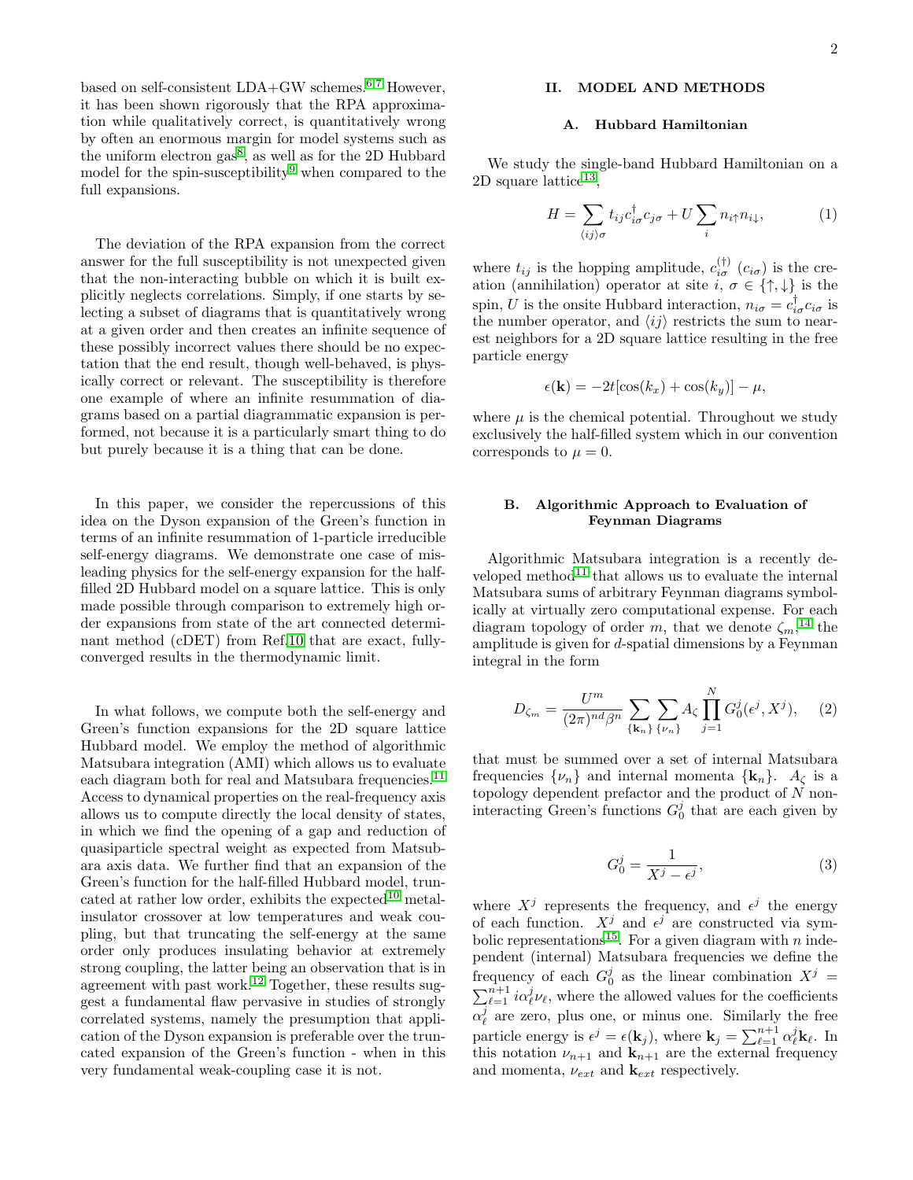based on self-consistent LDA+GW schemes.[6,7] However, it has been shown rigorously that the RPA approximation while qualitatively correct, is quantitatively wrong by often an enormous margin for model systems such as the uniform electron gas[8], as well as for the 2D Hubbard model for the spin-susceptibility[9] when compared to the full expansions.

The deviation of the RPA expansion from the correct answer for the full susceptibility is not unexpected given that the non-interacting bubble on which it is built explicitly neglects correlations. Simply, if one starts by selecting a subset of diagrams that is quantitatively wrong at a given order and then creates an infinite sequence of these possibly incorrect values there should be no expectation that the end result, though well-behaved, is physically correct or relevant. The susceptibility is therefore one example of where an infinite resummation of diagrams based on a partial diagrammatic expansion is performed, not because it is a particularly smart thing to do but purely because it is a thing that can be done.

In this paper, we consider the repercussions of this idea on the Dyson expansion of the Green's function in terms of an infinite resummation of 1-particle irreducible self-energy diagrams. We demonstrate one case of misleading physics for the self-energy expansion for the half-filled 2D Hubbard model on a square lattice. This is only made possible through comparison to extremely high order expansions from state of the art connected determinant method (cDET) from Ref.[10] that are exact, fully-converged results in the thermodynamic limit.

In what follows, we compute both the self-energy and Green's function expansions for the 2D square lattice Hubbard model. We employ the method of algorithmic Matsubara integration (AMI) which allows us to evaluate each diagram both for real and Matsubara frequencies.[11] Access to dynamical properties on the real-frequency axis allows us to compute directly the local density of states, in which we find the opening of a gap and reduction of quasiparticle spectral weight as expected from Matsubara axis data. We further find that an expansion of the Green's function for the half-filled Hubbard model, truncated at rather low order, exhibits the expected[10] metal-insulator crossover at low temperatures and weak coupling, but that truncating the self-energy at the same order only produces insulating behavior at extremely strong coupling, the latter being an observation that is in agreement with past work.[12] Together, these results suggest a fundamental flaw pervasive in studies of strongly correlated systems, namely the presumption that application of the Dyson expansion is preferable over the truncated expansion of the Green's function - when in this very fundamental weak-coupling case it is not.

## II. MODEL AND METHODS

### A. Hubbard Hamiltonian

We study the single-band Hubbard Hamiltonian on a 2D square lattice[13],

$$H = \sum_{\langle ij \rangle \sigma} t_{ij} c^{\dagger}_{i\sigma} c_{j\sigma} + U \sum_{i} n_{i\uparrow} n_{i\downarrow}, \tag{1}$$

where $t_{ij}$ is the hopping amplitude, $c^{(\dagger)}_{i\sigma}$ ($c_{i\sigma}$) is the creation (annihilation) operator at site $i$, $\sigma \in \{\uparrow, \downarrow\}$ is the spin, $U$ is the onsite Hubbard interaction, $n_{i\sigma} = c^{\dagger}_{i\sigma} c_{i\sigma}$ is the number operator, and $\langle ij \rangle$ restricts the sum to nearest neighbors for a 2D square lattice resulting in the free particle energy

$$\epsilon(\mathbf{k}) = -2t[\cos(k_x) + \cos(k_y)] - \mu,$$

where $\mu$ is the chemical potential. Throughout we study exclusively the half-filled system which in our convention corresponds to $\mu = 0$.

### B. Algorithmic Approach to Evaluation of Feynman Diagrams

Algorithmic Matsubara integration is a recently developed method[11] that allows us to evaluate the internal Matsubara sums of arbitrary Feynman diagrams symbolically at virtually zero computational expense. For each diagram topology of order $m$, that we denote $\zeta_m$,[14] the amplitude is given for $d$-spatial dimensions by a Feynman integral in the form

$$D_{\zeta_m} = \frac{U^m}{(2\pi)^{nd} \beta^n} \sum_{\{\mathbf{k}_n\}} \sum_{\{\nu_n\}} A_{\zeta} \prod_{j=1}^{N} G^j_0(\epsilon^j, X^j), \tag{2}$$

that must be summed over a set of internal Matsubara frequencies $\{\nu_n\}$ and internal momenta $\{\mathbf{k}_n\}$. $A_{\zeta}$ is a topology dependent prefactor and the product of $N$ non-interacting Green's functions $G^j_0$ that are each given by

$$G^j_0 = \frac{1}{X^j - \epsilon^j}, \tag{3}$$

where $X^j$ represents the frequency, and $\epsilon^j$ the energy of each function. $X^j$ and $\epsilon^j$ are constructed via symbolic representations[15]. For a given diagram with $n$ independent (internal) Matsubara frequencies we define the frequency of each $G^j_0$ as the linear combination $X^j = \sum_{\ell=1}^{n+1} i\alpha^j_{\ell} \nu_{\ell}$, where the allowed values for the coefficients $\alpha^j_{\ell}$ are zero, plus one, or minus one. Similarly the free particle energy is $\epsilon^j = \epsilon(\mathbf{k}_j)$, where $\mathbf{k}_j = \sum_{\ell=1}^{n+1} \alpha^j_{\ell} \mathbf{k}_{\ell}$. In this notation $\nu_{n+1}$ and $\mathbf{k}_{n+1}$ are the external frequency and momenta, $\nu_{ext}$ and $\mathbf{k}_{ext}$ respectively.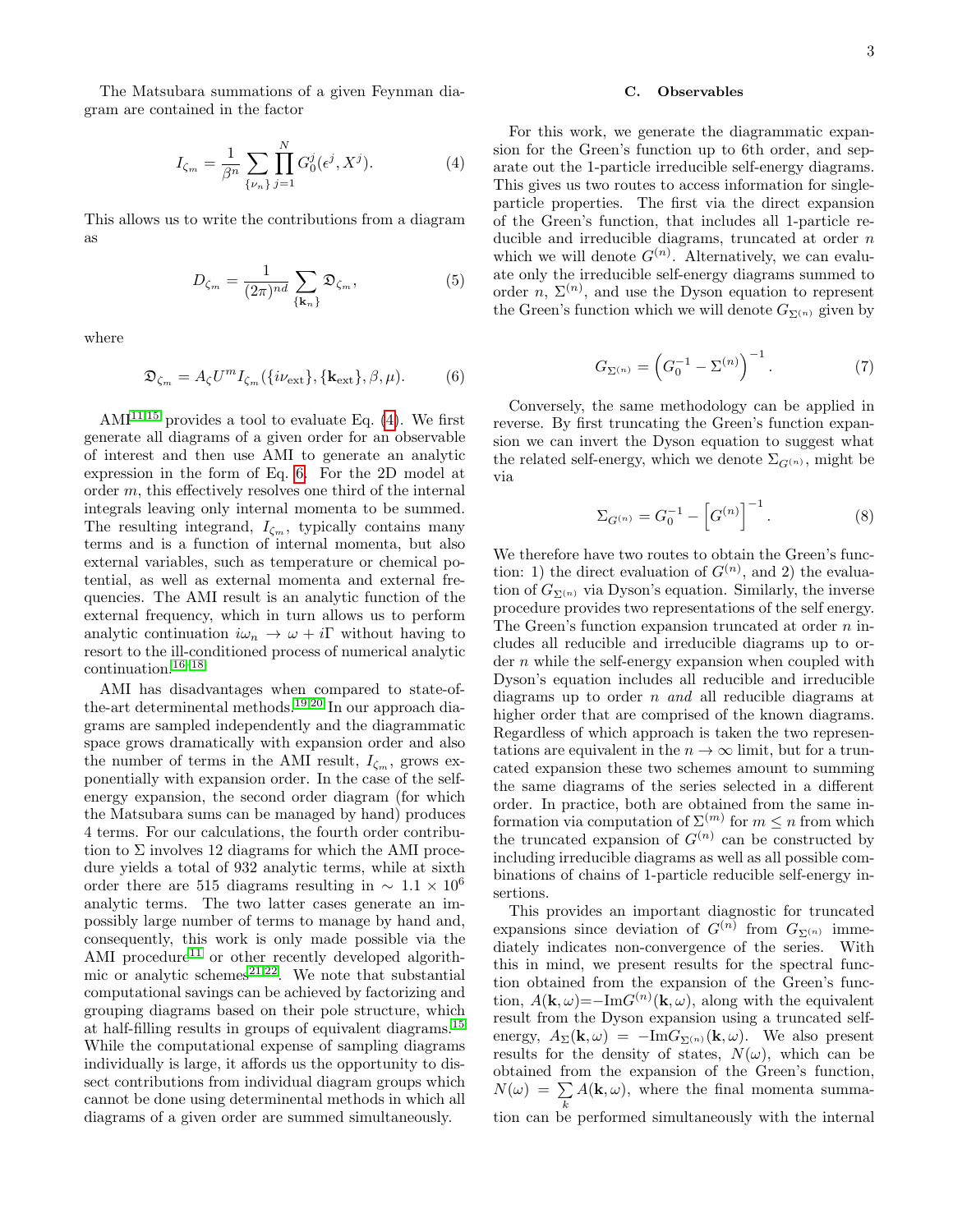The Matsubara summations of a given Feynman diagram are contained in the factor

$$I_{\zeta_m} = \frac{1}{\beta^n} \sum_{\{\nu_n\}} \prod_{j=1}^{N} G_0^j(\epsilon^j, X^j). \tag{4}$$

This allows us to write the contributions from a diagram as

$$D_{\zeta_m} = \frac{1}{(2\pi)^{nd}} \sum_{\{\mathbf{k}_n\}} \mathfrak{D}_{\zeta_m}, \tag{5}$$

where

$$\mathfrak{D}_{\zeta_m} = A_\zeta U^m I_{\zeta_m}(\{i\nu_{\text{ext}}\}, \{\mathbf{k}_{\text{ext}}\}, \beta, \mu). \tag{6}$$

AMI[11,15] provides a tool to evaluate Eq. (4). We first generate all diagrams of a given order for an observable of interest and then use AMI to generate an analytic expression in the form of Eq. 6. For the 2D model at order $m$, this effectively resolves one third of the internal integrals leaving only internal momenta to be summed. The resulting integrand, $I_{\zeta_m}$, typically contains many terms and is a function of internal momenta, but also external variables, such as temperature or chemical potential, as well as external momenta and external frequencies. The AMI result is an analytic function of the external frequency, which in turn allows us to perform analytic continuation $i\omega_n \to \omega + i\Gamma$ without having to resort to the ill-conditioned process of numerical analytic continuation.[16–18]

AMI has disadvantages when compared to state-of-the-art determinental methods.[19,20] In our approach diagrams are sampled independently and the diagrammatic space grows dramatically with expansion order and also the number of terms in the AMI result, $I_{\zeta_m}$, grows exponentially with expansion order. In the case of the self-energy expansion, the second order diagram (for which the Matsubara sums can be managed by hand) produces 4 terms. For our calculations, the fourth order contribution to $\Sigma$ involves 12 diagrams for which the AMI procedure yields a total of 932 analytic terms, while at sixth order there are 515 diagrams resulting in $\sim 1.1 \times 10^6$ analytic terms. The two latter cases generate an impossibly large number of terms to manage by hand and, consequently, this work is only made possible via the AMI procedure[11] or other recently developed algorithmic or analytic schemes[21,22]. We note that substantial computational savings can be achieved by factorizing and grouping diagrams based on their pole structure, which at half-filling results in groups of equivalent diagrams.[15] While the computational expense of sampling diagrams individually is large, it affords us the opportunity to dissect contributions from individual diagram groups which cannot be done using determinental methods in which all diagrams of a given order are summed simultaneously.

### C. Observables

For this work, we generate the diagrammatic expansion for the Green's function up to 6th order, and separate out the 1-particle irreducible self-energy diagrams. This gives us two routes to access information for single-particle properties. The first via the direct expansion of the Green's function, that includes all 1-particle reducible and irreducible diagrams, truncated at order $n$ which we will denote $G^{(n)}$. Alternatively, we can evaluate only the irreducible self-energy diagrams summed to order $n$, $\Sigma^{(n)}$, and use the Dyson equation to represent the Green's function which we will denote $G_{\Sigma^{(n)}}$ given by

$$G_{\Sigma^{(n)}} = \left(G_0^{-1} - \Sigma^{(n)}\right)^{-1}. \tag{7}$$

Conversely, the same methodology can be applied in reverse. By first truncating the Green's function expansion we can invert the Dyson equation to suggest what the related self-energy, which we denote $\Sigma_{G^{(n)}}$, might be via

$$\Sigma_{G^{(n)}} = G_0^{-1} - \left[G^{(n)}\right]^{-1}. \tag{8}$$

We therefore have two routes to obtain the Green's function: 1) the direct evaluation of $G^{(n)}$, and 2) the evaluation of $G_{\Sigma^{(n)}}$ via Dyson's equation. Similarly, the inverse procedure provides two representations of the self energy. The Green's function expansion truncated at order $n$ includes all reducible and irreducible diagrams up to order $n$ while the self-energy expansion when coupled with Dyson's equation includes all reducible and irreducible diagrams up to order $n$ *and* all reducible diagrams at higher order that are comprised of the known diagrams. Regardless of which approach is taken the two representations are equivalent in the $n \to \infty$ limit, but for a truncated expansion these two schemes amount to summing the same diagrams of the series selected in a different order. In practice, both are obtained from the same information via computation of $\Sigma^{(m)}$ for $m \leq n$ from which the truncated expansion of $G^{(n)}$ can be constructed by including irreducible diagrams as well as all possible combinations of chains of 1-particle reducible self-energy insertions.

This provides an important diagnostic for truncated expansions since deviation of $G^{(n)}$ from $G_{\Sigma^{(n)}}$ immediately indicates non-convergence of the series. With this in mind, we present results for the spectral function obtained from the expansion of the Green's function, $A(\mathbf{k}, \omega) = -\text{Im}G^{(n)}(\mathbf{k}, \omega)$, along with the equivalent result from the Dyson expansion using a truncated self-energy, $A_\Sigma(\mathbf{k}, \omega) = -\text{Im}G_{\Sigma^{(n)}}(\mathbf{k}, \omega)$. We also present results for the density of states, $N(\omega)$, which can be obtained from the expansion of the Green's function, $N(\omega) = \sum_k A(\mathbf{k}, \omega)$, where the final momenta summation can be performed simultaneously with the internal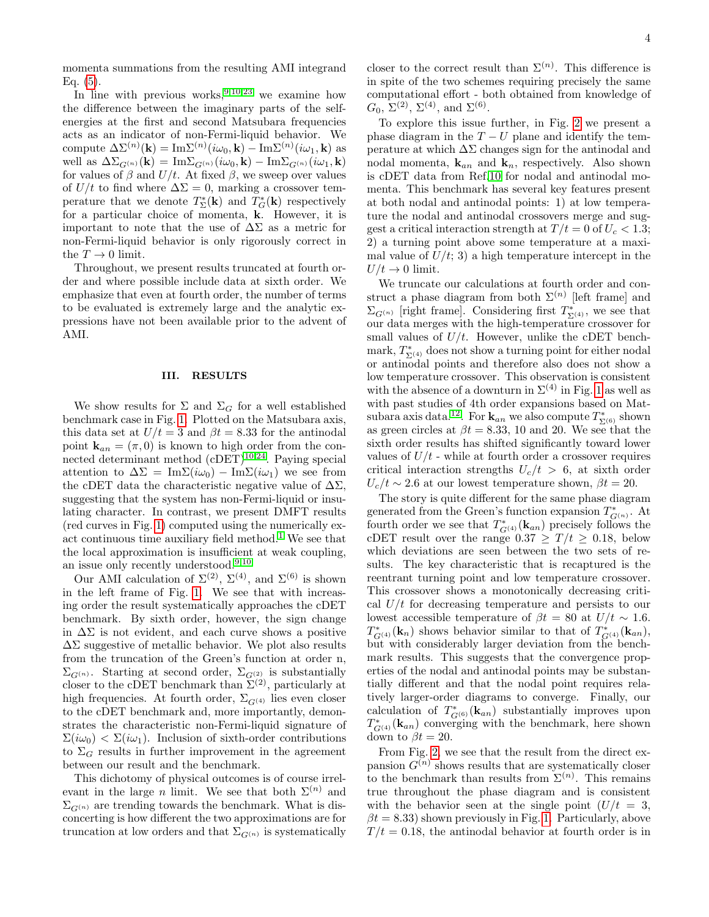momenta summations from the resulting AMI integrand Eq. (5).

In line with previous works,[9,10,23] we examine how the difference between the imaginary parts of the self-energies at the first and second Matsubara frequencies acts as an indicator of non-Fermi-liquid behavior. We compute $\Delta\Sigma^{(n)}(\mathbf{k}) = {\rm Im}\Sigma^{(n)}(i\omega_0, \mathbf{k}) - {\rm Im}\Sigma^{(n)}(i\omega_1, \mathbf{k})$ as well as $\Delta\Sigma_{G^{(n)}}(\mathbf{k}) = {\rm Im}\Sigma_{G^{(n)}}(i\omega_0, \mathbf{k}) - {\rm Im}\Sigma_{G^{(n)}}(i\omega_1, \mathbf{k})$ for values of $\beta$ and $U/t$. At fixed $\beta$, we sweep over values of $U/t$ to find where $\Delta\Sigma = 0$, marking a crossover temperature that we denote $T^*_\Sigma(\mathbf{k})$ and $T^*_G(\mathbf{k})$ respectively for a particular choice of momenta, $\mathbf{k}$. However, it is important to note that the use of $\Delta\Sigma$ as a metric for non-Fermi-liquid behavior is only rigorously correct in the $T \to 0$ limit.

Throughout, we present results truncated at fourth order and where possible include data at sixth order. We emphasize that even at fourth order, the number of terms to be evaluated is extremely large and the analytic expressions have not been available prior to the advent of AMI.

## III. RESULTS

We show results for $\Sigma$ and $\Sigma_G$ for a well established benchmark case in Fig. 1. Plotted on the Matsubara axis, this data set at $U/t = 3$ and $\beta t = 8.33$ for the antinodal point $\mathbf{k}_{an} = (\pi, 0)$ is known to high order from the connected determinant method (cDET)[10,24]. Paying special attention to $\Delta\Sigma = {\rm Im}\Sigma(i\omega_0) - {\rm Im}\Sigma(i\omega_1)$ we see from the cDET data the characteristic negative value of $\Delta\Sigma$, suggesting that the system has non-Fermi-liquid or insulating character. In contrast, we present DMFT results (red curves in Fig. 1) computed using the numerically exact continuous time auxiliary field method.[1] We see that the local approximation is insufficient at weak coupling, an issue only recently understood.[9,10]

Our AMI calculation of $\Sigma^{(2)}$, $\Sigma^{(4)}$, and $\Sigma^{(6)}$ is shown in the left frame of Fig. 1. We see that with increasing order the result systematically approaches the cDET benchmark. By sixth order, however, the sign change in $\Delta\Sigma$ is not evident, and each curve shows a positive $\Delta\Sigma$ suggestive of metallic behavior. We plot also results from the truncation of the Green's function at order n, $\Sigma_{G^{(n)}}$. Starting at second order, $\Sigma_{G^{(2)}}$ is substantially closer to the cDET benchmark than $\Sigma^{(2)}$, particularly at high frequencies. At fourth order, $\Sigma_{G^{(4)}}$ lies even closer to the cDET benchmark and, more importantly, demonstrates the characteristic non-Fermi-liquid signature of $\Sigma(i\omega_0) < \Sigma(i\omega_1)$. Inclusion of sixth-order contributions to $\Sigma_G$ results in further improvement in the agreement between our result and the benchmark.

This dichotomy of physical outcomes is of course irrelevant in the large $n$ limit. We see that both $\Sigma^{(n)}$ and $\Sigma_{G^{(n)}}$ are trending towards the benchmark. What is disconcerting is how different the two approximations are for truncation at low orders and that $\Sigma_{G^{(n)}}$ is systematically closer to the correct result than $\Sigma^{(n)}$. This difference is in spite of the two schemes requiring precisely the same computational effort - both obtained from knowledge of $G_0$, $\Sigma^{(2)}$, $\Sigma^{(4)}$, and $\Sigma^{(6)}$.

To explore this issue further, in Fig. 2 we present a phase diagram in the $T-U$ plane and identify the temperature at which $\Delta\Sigma$ changes sign for the antinodal and nodal momenta, $\mathbf{k}_{an}$ and $\mathbf{k}_n$, respectively. Also shown is cDET data from Ref.10 for nodal and antinodal momenta. This benchmark has several key features present at both nodal and antinodal points: 1) at low temperature the nodal and antinodal crossovers merge and suggest a critical interaction strength at $T/t = 0$ of $U_c < 1.3$; 2) a turning point above some temperature at a maximal value of $U/t$; 3) a high temperature intercept in the $U/t \to 0$ limit.

We truncate our calculations at fourth order and construct a phase diagram from both $\Sigma^{(n)}$ [left frame] and $\Sigma_{G^{(n)}}$ [right frame]. Considering first $T^*_{\Sigma^{(4)}}$, we see that our data merges with the high-temperature crossover for small values of $U/t$. However, unlike the cDET benchmark, $T^*_{\Sigma^{(4)}}$ does not show a turning point for either nodal or antinodal points and therefore also does not show a low temperature crossover. This observation is consistent with the absence of a downturn in $\Sigma^{(4)}$ in Fig. 1 as well as with past studies of 4th order expansions based on Matsubara axis data.[12]. For $\mathbf{k}_{an}$ we also compute $T^*_{\Sigma^{(6)}}$ shown as green circles at $\beta t = 8.33$, 10 and 20. We see that the sixth order results has shifted significantly toward lower values of $U/t$ - while at fourth order a crossover requires critical interaction strengths $U_c/t > 6$, at sixth order $U_c/t \sim 2.6$ at our lowest temperature shown, $\beta t = 20$.

The story is quite different for the same phase diagram generated from the Green's function expansion $T^*_{G^{(n)}}$. At fourth order we see that $T^*_{G^{(4)}}(\mathbf{k}_{an})$ precisely follows the cDET result over the range $0.37 \geq T/t \geq 0.18$, below which deviations are seen between the two sets of results. The key characteristic that is recaptured is the reentrant turning point and low temperature crossover. This crossover shows a monotonically decreasing critical $U/t$ for decreasing temperature and persists to our lowest accessible temperature of $\beta t = 80$ at $U/t \sim 1.6$. $T^*_{G^{(4)}}(\mathbf{k}_n)$ shows behavior similar to that of $T^*_{G^{(4)}}(\mathbf{k}_{an})$, but with considerably larger deviation from the benchmark results. This suggests that the convergence properties of the nodal and antinodal points may be substantially different and that the nodal point requires relatively larger-order diagrams to converge. Finally, our calculation of $T^*_{G^{(6)}}(\mathbf{k}_{an})$ substantially improves upon $T^*_{G^{(4)}}(\mathbf{k}_{an})$ converging with the benchmark, here shown down to $\beta t = 20$.

From Fig. 2, we see that the result from the direct expansion $G^{(n)}$ shows results that are systematically closer to the benchmark than results from $\Sigma^{(n)}$. This remains true throughout the phase diagram and is consistent with the behavior seen at the single point ($U/t = 3$, $\beta t = 8.33$) shown previously in Fig. 1. Particularly, above $T/t = 0.18$, the antinodal behavior at fourth order is in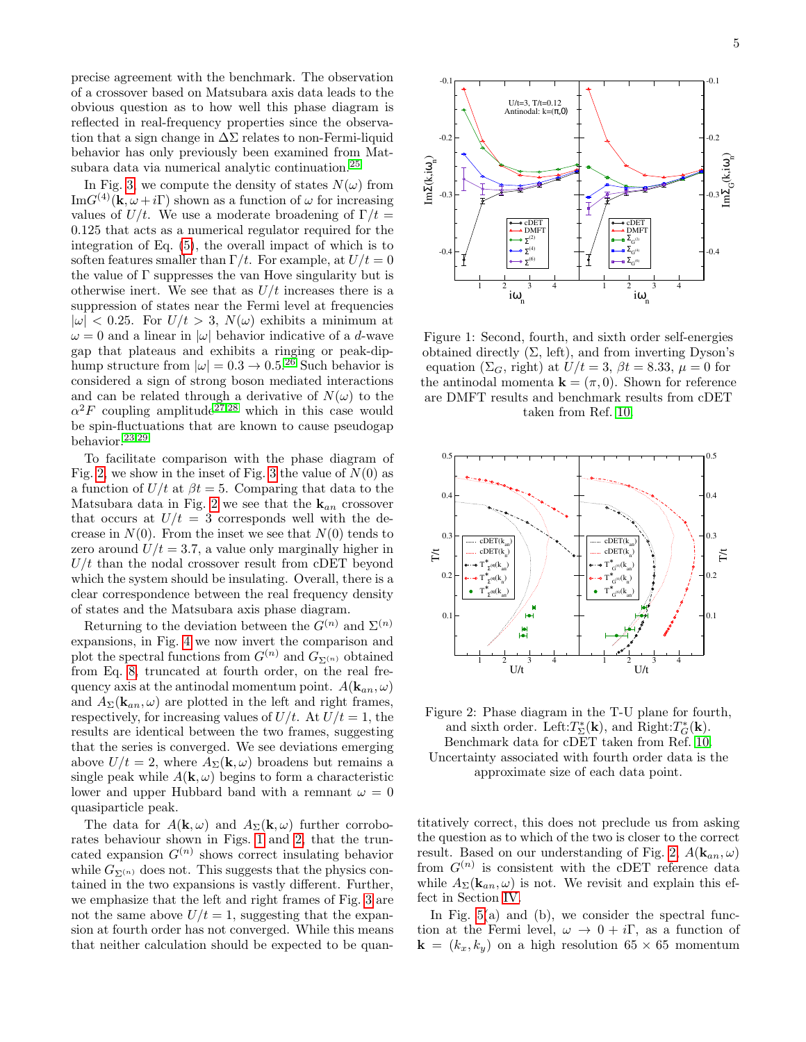precise agreement with the benchmark. The observation of a crossover based on Matsubara axis data leads to the obvious question as to how well this phase diagram is reflected in real-frequency properties since the observation that a sign change in $\Delta\Sigma$ relates to non-Fermi-liquid behavior has only previously been examined from Matsubara data via numerical analytic continuation.[25]

In Fig. 3, we compute the density of states $N(\omega)$ from $\mathrm{Im}G^{(4)}(\mathbf{k}, \omega + i\Gamma)$ shown as a function of $\omega$ for increasing values of $U/t$. We use a moderate broadening of $\Gamma/t = 0.125$ that acts as a numerical regulator required for the integration of Eq. (5), the overall impact of which is to soften features smaller than $\Gamma/t$. For example, at $U/t = 0$ the value of $\Gamma$ suppresses the van Hove singularity but is otherwise inert. We see that as $U/t$ increases there is a suppression of states near the Fermi level at frequencies $|\omega| < 0.25$. For $U/t > 3$, $N(\omega)$ exhibits a minimum at $\omega = 0$ and a linear in $|\omega|$ behavior indicative of a $d$-wave gap that plateaus and exhibits a ringing or peak-dip-hump structure from $|\omega| = 0.3 \to 0.5$.[26] Such behavior is considered a sign of strong boson mediated interactions and can be related through a derivative of $N(\omega)$ to the $\alpha^2 F$ coupling amplitude[27,28] which in this case would be spin-fluctuations that are known to cause pseudogap behavior.[23,29]

To facilitate comparison with the phase diagram of Fig. 2, we show in the inset of Fig. 3 the value of $N(0)$ as a function of $U/t$ at $\beta t = 5$. Comparing that data to the Matsubara data in Fig. 2 we see that the $\mathbf{k}_{an}$ crossover that occurs at $U/t = 3$ corresponds well with the decrease in $N(0)$. From the inset we see that $N(0)$ tends to zero around $U/t = 3.7$, a value only marginally higher in $U/t$ than the nodal crossover result from cDET beyond which the system should be insulating. Overall, there is a clear correspondence between the real frequency density of states and the Matsubara axis phase diagram.

Returning to the deviation between the $G^{(n)}$ and $\Sigma^{(n)}$ expansions, in Fig. 4 we now invert the comparison and plot the spectral functions from $G^{(n)}$ and $G_{\Sigma^{(n)}}$ obtained from Eq. 8, truncated at fourth order, on the real frequency axis at the antinodal momentum point. $A(\mathbf{k}_{an}, \omega)$ and $A_\Sigma(\mathbf{k}_{an}, \omega)$ are plotted in the left and right frames, respectively, for increasing values of $U/t$. At $U/t = 1$, the results are identical between the two frames, suggesting that the series is converged. We see deviations emerging above $U/t = 2$, where $A_\Sigma(\mathbf{k}, \omega)$ broadens but remains a single peak while $A(\mathbf{k}, \omega)$ begins to form a characteristic lower and upper Hubbard band with a remnant $\omega = 0$ quasiparticle peak.

The data for $A(\mathbf{k}, \omega)$ and $A_\Sigma(\mathbf{k}, \omega)$ further corroborates behaviour shown in Figs. 1 and 2, that the truncated expansion $G^{(n)}$ shows correct insulating behavior while $G_{\Sigma^{(n)}}$ does not. This suggests that the physics contained in the two expansions is vastly different. Further, we emphasize that the left and right frames of Fig. 3 are not the same above $U/t = 1$, suggesting that the expansion at fourth order has not converged. While this means that neither calculation should be expected to be quantitatively correct, this does not preclude us from asking the question as to which of the two is closer to the correct result. Based on our understanding of Fig. 2, $A(\mathbf{k}_{an}, \omega)$ from $G^{(n)}$ is consistent with the cDET reference data while $A_\Sigma(\mathbf{k}_{an}, \omega)$ is not. We revisit and explain this effect in Section IV.

Figure 1: Second, fourth, and sixth order self-energies obtained directly ($\Sigma$, left), and from inverting Dyson's equation ($\Sigma_G$, right) at $U/t = 3$, $\beta t = 8.33$, $\mu = 0$ for the antinodal momenta $\mathbf{k} = (\pi, 0)$. Shown for reference are DMFT results and benchmark results from cDET taken from Ref. 10.

Figure 2: Phase diagram in the T-U plane for fourth, and sixth order. Left:$T^*_\Sigma(\mathbf{k})$, and Right:$T^*_G(\mathbf{k})$. Benchmark data for cDET taken from Ref. 10. Uncertainty associated with fourth order data is the approximate size of each data point.

In Fig. 5(a) and (b), we consider the spectral function at the Fermi level, $\omega \to 0 + i\Gamma$, as a function of $\mathbf{k} = (k_x, k_y)$ on a high resolution $65 \times 65$ momentum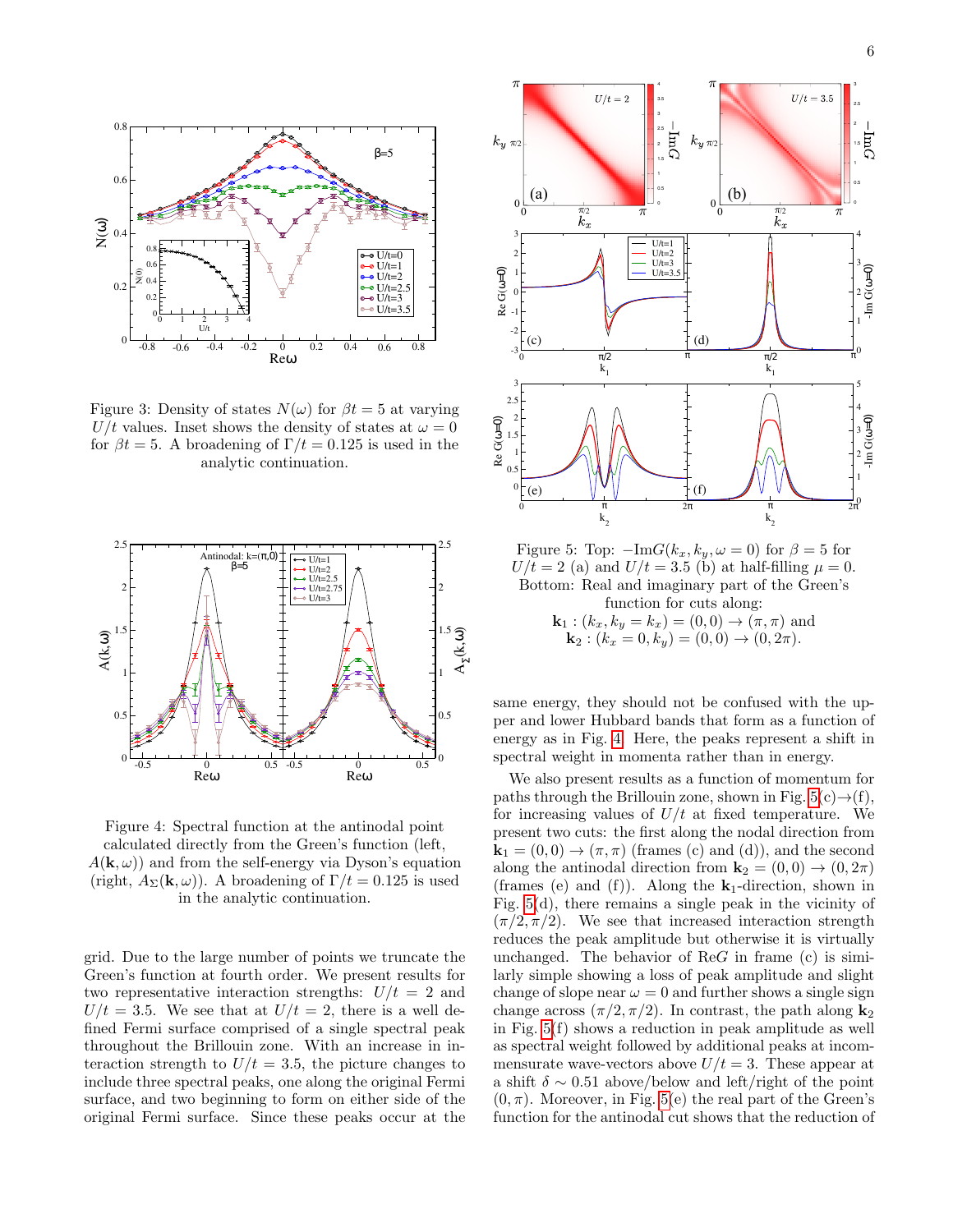Figure 3: Density of states $N(\omega)$ for $\beta t = 5$ at varying $U/t$ values. Inset shows the density of states at $\omega = 0$ for $\beta t = 5$. A broadening of $\Gamma/t = 0.125$ is used in the analytic continuation.

Figure 4: Spectral function at the antinodal point calculated directly from the Green's function (left, $A(\mathbf{k}, \omega)$) and from the self-energy via Dyson's equation (right, $A_\Sigma(\mathbf{k}, \omega)$). A broadening of $\Gamma/t = 0.125$ is used in the analytic continuation.

grid. Due to the large number of points we truncate the Green's function at fourth order. We present results for two representative interaction strengths: $U/t = 2$ and $U/t = 3.5$. We see that at $U/t = 2$, there is a well defined Fermi surface comprised of a single spectral peak throughout the Brillouin zone. With an increase in interaction strength to $U/t = 3.5$, the picture changes to include three spectral peaks, one along the original Fermi surface, and two beginning to form on either side of the original Fermi surface. Since these peaks occur at the same energy, they should not be confused with the upper and lower Hubbard bands that form as a function of energy as in Fig. 4. Here, the peaks represent a shift in spectral weight in momenta rather than in energy.

Figure 5: Top: $-\mathrm{Im}G(k_x, k_y, \omega = 0)$ for $\beta = 5$ for $U/t = 2$ (a) and $U/t = 3.5$ (b) at half-filling $\mu = 0$. Bottom: Real and imaginary part of the Green's function for cuts along:
$\mathbf{k}_1 : (k_x, k_y = k_x) = (0, 0) \rightarrow (\pi, \pi)$ and
$\mathbf{k}_2 : (k_x = 0, k_y) = (0, 0) \rightarrow (0, 2\pi)$.

We also present results as a function of momentum for paths through the Brillouin zone, shown in Fig. 5(c)→(f), for increasing values of $U/t$ at fixed temperature. We present two cuts: the first along the nodal direction from $\mathbf{k}_1 = (0, 0) \rightarrow (\pi, \pi)$ (frames (c) and (d)), and the second along the antinodal direction from $\mathbf{k}_2 = (0, 0) \rightarrow (0, 2\pi)$ (frames (e) and (f)). Along the $\mathbf{k}_1$-direction, shown in Fig. 5(d), there remains a single peak in the vicinity of $(\pi/2, \pi/2)$. We see that increased interaction strength reduces the peak amplitude but otherwise it is virtually unchanged. The behavior of Re$G$ in frame (c) is similarly simple showing a loss of peak amplitude and slight change of slope near $\omega = 0$ and further shows a single sign change across $(\pi/2, \pi/2)$. In contrast, the path along $\mathbf{k}_2$ in Fig. 5(f) shows a reduction in peak amplitude as well as spectral weight followed by additional peaks at incommensurate wave-vectors above $U/t = 3$. These appear at a shift $\delta \sim 0.51$ above/below and left/right of the point $(0, \pi)$. Moreover, in Fig. 5(e) the real part of the Green's function for the antinodal cut shows that the reduction of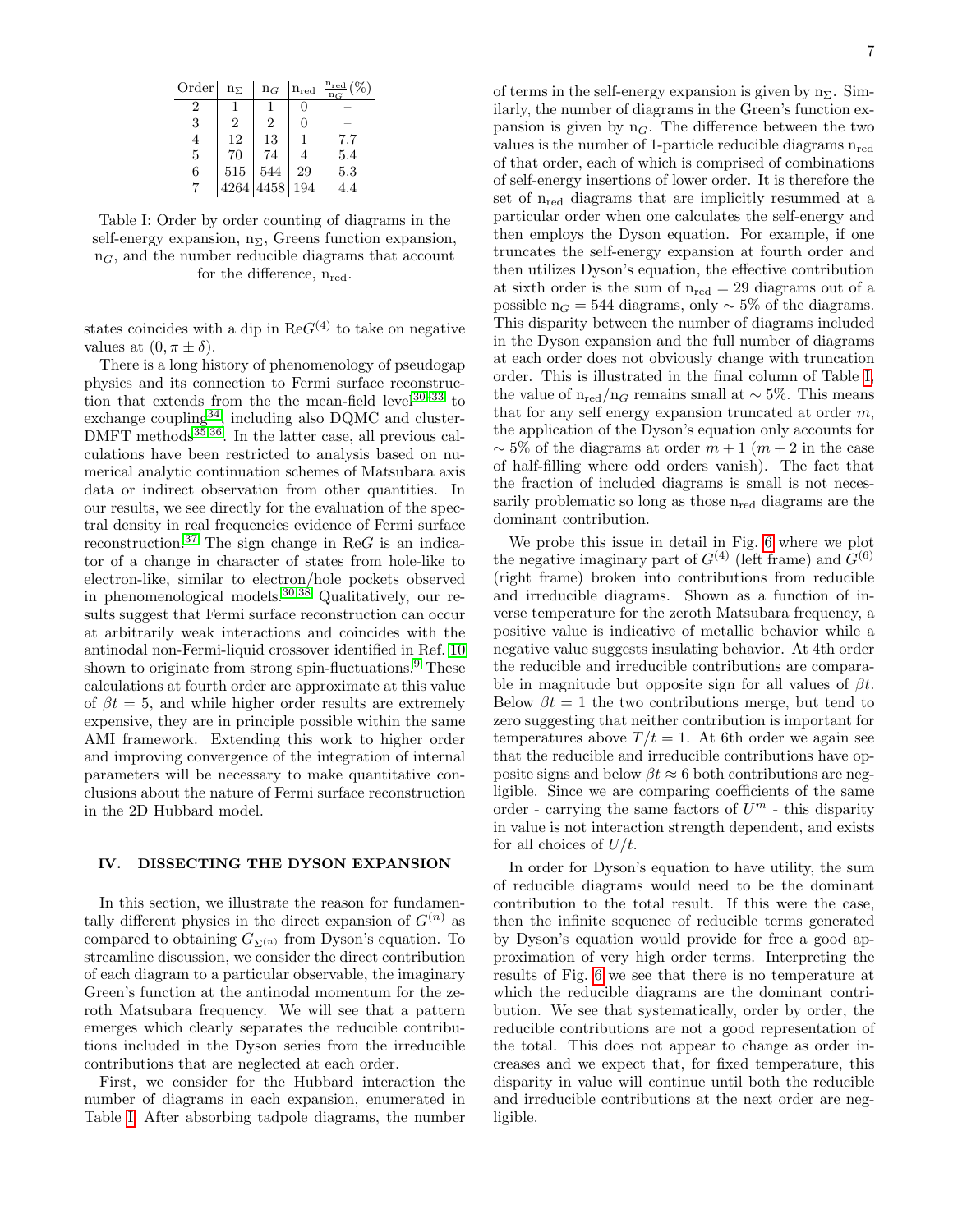| Order | $n_\Sigma$ | $n_G$ | $n_{red}$ | $\frac{n_{red}}{n_G}(\%)$ |
|---|---|---|---|---|
| 2 | 1 | 1 | 0 | – |
| 3 | 2 | 2 | 0 | – |
| 4 | 12 | 13 | 1 | 7.7 |
| 5 | 70 | 74 | 4 | 5.4 |
| 6 | 515 | 544 | 29 | 5.3 |
| 7 | 4264 | 4458 | 194 | 4.4 |

Table I: Order by order counting of diagrams in the self-energy expansion, $n_\Sigma$, Greens function expansion, $n_G$, and the number reducible diagrams that account for the difference, $n_{red}$.

states coincides with a dip in Re$G^{(4)}$ to take on negative values at $(0, \pi \pm \delta)$.

There is a long history of phenomenology of pseudogap physics and its connection to Fermi surface reconstruction that extends from the the mean-field level[30–33] to exchange coupling[34], including also DQMC and cluster-DMFT methods[35,36]. In the latter case, all previous calculations have been restricted to analysis based on numerical analytic continuation schemes of Matsubara axis data or indirect observation from other quantities. In our results, we see directly for the evaluation of the spectral density in real frequencies evidence of Fermi surface reconstruction.[37] The sign change in Re$G$ is an indicator of a change in character of states from hole-like to electron-like, similar to electron/hole pockets observed in phenomenological models.[30,38] Qualitatively, our results suggest that Fermi surface reconstruction can occur at arbitrarily weak interactions and coincides with the antinodal non-Fermi-liquid crossover identified in Ref. [10] shown to originate from strong spin-fluctuations.[9] These calculations at fourth order are approximate at this value of $\beta t = 5$, and while higher order results are extremely expensive, they are in principle possible within the same AMI framework. Extending this work to higher order and improving convergence of the integration of internal parameters will be necessary to make quantitative conclusions about the nature of Fermi surface reconstruction in the 2D Hubbard model.

## IV. DISSECTING THE DYSON EXPANSION

In this section, we illustrate the reason for fundamentally different physics in the direct expansion of $G^{(n)}$ as compared to obtaining $G_{\Sigma^{(n)}}$ from Dyson's equation. To streamline discussion, we consider the direct contribution of each diagram to a particular observable, the imaginary Green's function at the antinodal momentum for the zeroth Matsubara frequency. We will see that a pattern emerges which clearly separates the reducible contributions included in the Dyson series from the irreducible contributions that are neglected at each order.

First, we consider for the Hubbard interaction the number of diagrams in each expansion, enumerated in Table I. After absorbing tadpole diagrams, the number of terms in the self-energy expansion is given by $n_\Sigma$. Similarly, the number of diagrams in the Green's function expansion is given by $n_G$. The difference between the two values is the number of 1-particle reducible diagrams $n_{red}$ of that order, each of which is comprised of combinations of self-energy insertions of lower order. It is therefore the set of $n_{red}$ diagrams that are implicitly resummed at a particular order when one calculates the self-energy and then employs the Dyson equation. For example, if one truncates the self-energy expansion at fourth order and then utilizes Dyson's equation, the effective contribution at sixth order is the sum of $n_{red} = 29$ diagrams out of a possible $n_G = 544$ diagrams, only $\sim 5\%$ of the diagrams. This disparity between the number of diagrams included in the Dyson expansion and the full number of diagrams at each order does not obviously change with truncation order. This is illustrated in the final column of Table I, the value of $n_{red}/n_G$ remains small at $\sim 5\%$. This means that for any self energy expansion truncated at order $m$, the application of the Dyson's equation only accounts for $\sim 5\%$ of the diagrams at order $m + 1$ ($m + 2$ in the case of half-filling where odd orders vanish). The fact that the fraction of included diagrams is small is not necessarily problematic so long as those $n_{red}$ diagrams are the dominant contribution.

We probe this issue in detail in Fig. 6 where we plot the negative imaginary part of $G^{(4)}$ (left frame) and $G^{(6)}$ (right frame) broken into contributions from reducible and irreducible diagrams. Shown as a function of inverse temperature for the zeroth Matsubara frequency, a positive value is indicative of metallic behavior while a negative value suggests insulating behavior. At 4th order the reducible and irreducible contributions are comparable in magnitude but opposite sign for all values of $\beta t$. Below $\beta t = 1$ the two contributions merge, but tend to zero suggesting that neither contribution is important for temperatures above $T/t = 1$. At 6th order we again see that the reducible and irreducible contributions have opposite signs and below $\beta t \approx 6$ both contributions are negligible. Since we are comparing coefficients of the same order - carrying the same factors of $U^m$ - this disparity in value is not interaction strength dependent, and exists for all choices of $U/t$.

In order for Dyson's equation to have utility, the sum of reducible diagrams would need to be the dominant contribution to the total result. If this were the case, then the infinite sequence of reducible terms generated by Dyson's equation would provide for free a good approximation of very high order terms. Interpreting the results of Fig. 6 we see that there is no temperature at which the reducible diagrams are the dominant contribution. We see that systematically, order by order, the reducible contributions are not a good representation of the total. This does not appear to change as order increases and we expect that, for fixed temperature, this disparity in value will continue until both the reducible and irreducible contributions at the next order are negligible.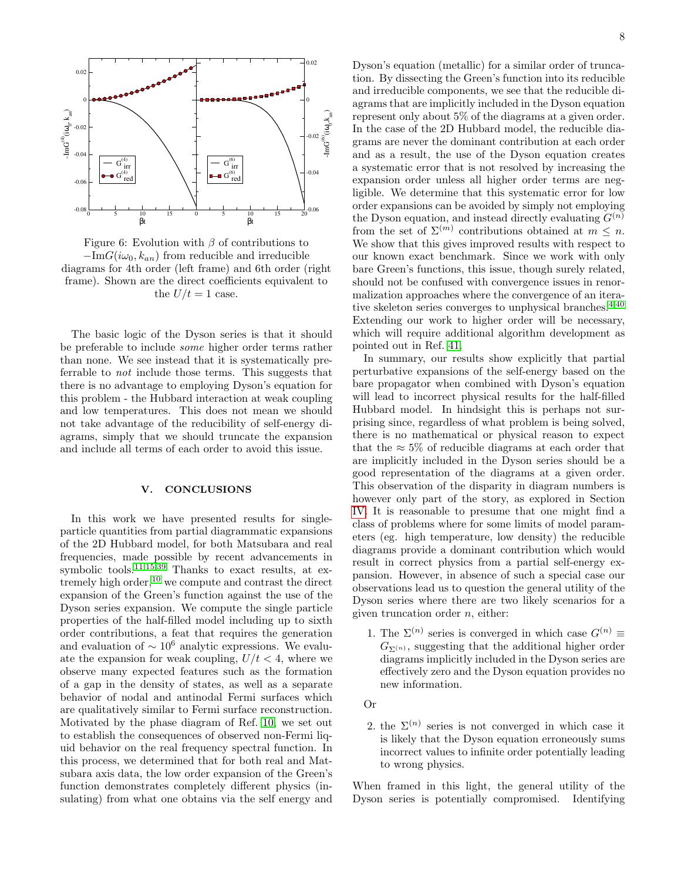Figure 6: Evolution with $\beta$ of contributions to $-\mathrm{Im}G(i\omega_0, k_{an})$ from reducible and irreducible diagrams for 4th order (left frame) and 6th order (right frame). Shown are the direct coefficients equivalent to the $U/t = 1$ case.

The basic logic of the Dyson series is that it should be preferable to include *some* higher order terms rather than none. We see instead that it is systematically preferrable to *not* include those terms. This suggests that there is no advantage to employing Dyson's equation for this problem - the Hubbard interaction at weak coupling and low temperatures. This does not mean we should not take advantage of the reducibility of self-energy diagrams, simply that we should truncate the expansion and include all terms of each order to avoid this issue.

## V. CONCLUSIONS

In this work we have presented results for single-particle quantities from partial diagrammatic expansions of the 2D Hubbard model, for both Matsubara and real frequencies, made possible by recent advancements in symbolic tools.[11,15,39] Thanks to exact results, at extremely high order,[10] we compute and contrast the direct expansion of the Green's function against the use of the Dyson series expansion. We compute the single particle properties of the half-filled model including up to sixth order contributions, a feat that requires the generation and evaluation of $\sim 10^6$ analytic expressions. We evaluate the expansion for weak coupling, $U/t < 4$, where we observe many expected features such as the formation of a gap in the density of states, as well as a separate behavior of nodal and antinodal Fermi surfaces which are qualitatively similar to Fermi surface reconstruction. Motivated by the phase diagram of Ref. [10], we set out to establish the consequences of observed non-Fermi liquid behavior on the real frequency spectral function. In this process, we determined that for both real and Matsubara axis data, the low order expansion of the Green's function demonstrates completely different physics (insulating) from what one obtains via the self energy and Dyson's equation (metallic) for a similar order of truncation. By dissecting the Green's function into its reducible and irreducible components, we see that the reducible diagrams that are implicitly included in the Dyson equation represent only about 5% of the diagrams at a given order. In the case of the 2D Hubbard model, the reducible diagrams are never the dominant contribution at each order and as a result, the use of the Dyson equation creates a systematic error that is not resolved by increasing the expansion order unless all higher order terms are negligible. We determine that this systematic error for low order expansions can be avoided by simply not employing the Dyson equation, and instead directly evaluating $G^{(n)}$ from the set of $\Sigma^{(m)}$ contributions obtained at $m \leq n$. We show that this gives improved results with respect to our known exact benchmark. Since we work with only bare Green's functions, this issue, though surely related, should not be confused with convergence issues in renormalization approaches where the convergence of an iterative skeleton series converges to unphysical branches.[4,40] Extending our work to higher order will be necessary, which will require additional algorithm development as pointed out in Ref. [41].

In summary, our results show explicitly that partial perturbative expansions of the self-energy based on the bare propagator when combined with Dyson's equation will lead to incorrect physical results for the half-filled Hubbard model. In hindsight this is perhaps not surprising since, regardless of what problem is being solved, there is no mathematical or physical reason to expect that the $\approx 5\%$ of reducible diagrams at each order that are implicitly included in the Dyson series should be a good representation of the diagrams at a given order. This observation of the disparity in diagram numbers is however only part of the story, as explored in Section IV. It is reasonable to presume that one might find a class of problems where for some limits of model parameters (eg. high temperature, low density) the reducible diagrams provide a dominant contribution which would result in correct physics from a partial self-energy expansion. However, in absence of such a special case our observations lead us to question the general utility of the Dyson series where there are two likely scenarios for a given truncation order $n$, either:

1. The $\Sigma^{(n)}$ series is converged in which case $G^{(n)} \equiv G_{\Sigma^{(n)}}$, suggesting that the additional higher order diagrams implicitly included in the Dyson series are effectively zero and the Dyson equation provides no new information.

Or

2. the $\Sigma^{(n)}$ series is not converged in which case it is likely that the Dyson equation erroneously sums incorrect values to infinite order potentially leading to wrong physics.

When framed in this light, the general utility of the Dyson series is potentially compromised. Identifying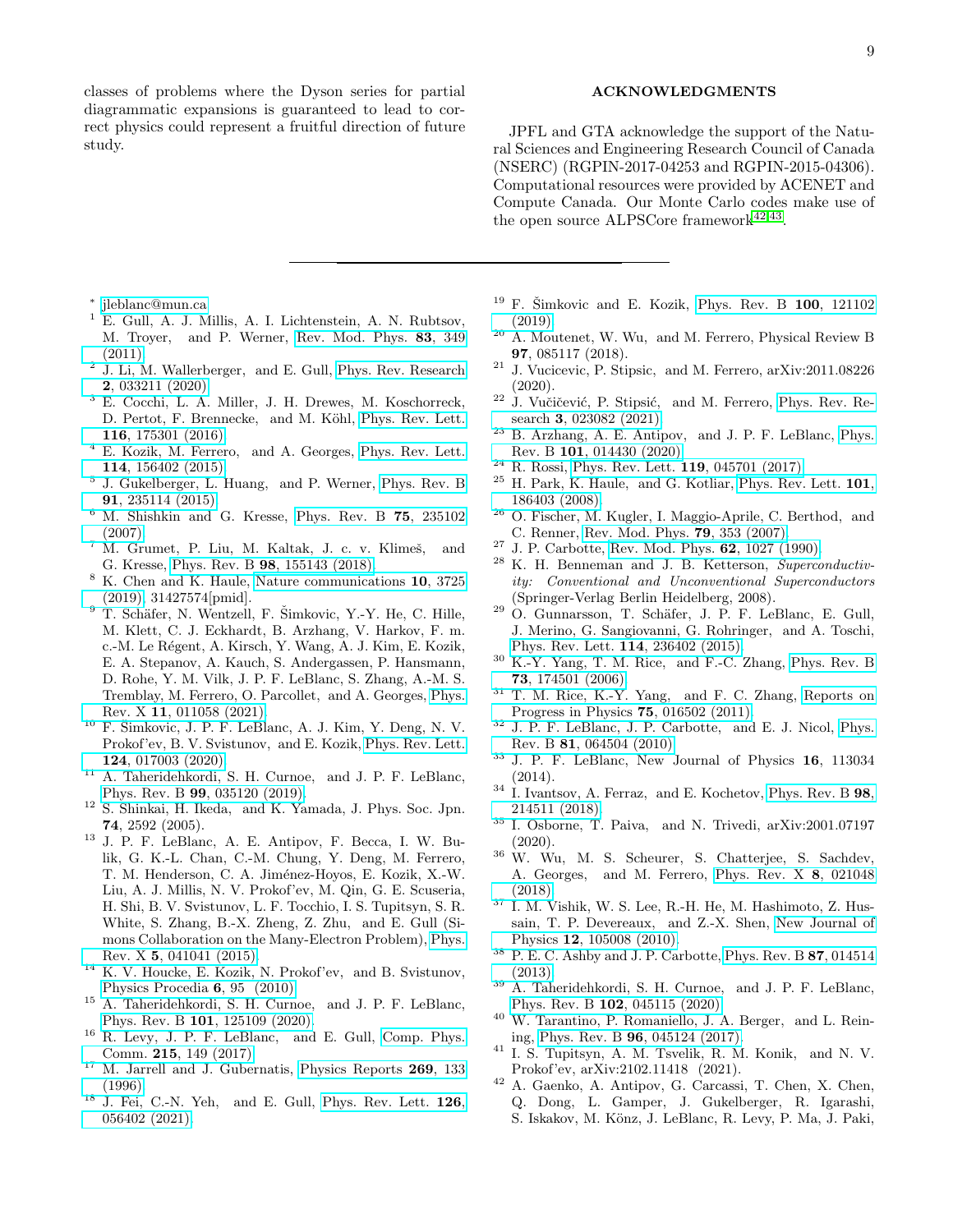classes of problems where the Dyson series for partial diagrammatic expansions is guaranteed to lead to correct physics could represent a fruitful direction of future study.

## ACKNOWLEDGMENTS

JPFL and GTA acknowledge the support of the Natural Sciences and Engineering Research Council of Canada (NSERC) (RGPIN-2017-04253 and RGPIN-2015-04306). Computational resources were provided by ACENET and Compute Canada. Our Monte Carlo codes make use of the open source ALPSCore framework[42,43].

---

[*] jleblanc@mun.ca

[1] E. Gull, A. J. Millis, A. I. Lichtenstein, A. N. Rubtsov, M. Troyer, and P. Werner, Rev. Mod. Phys. **83**, 349 (2011).

[2] J. Li, M. Wallerberger, and E. Gull, Phys. Rev. Research **2**, 033211 (2020).

[3] E. Cocchi, L. A. Miller, J. H. Drewes, M. Koschorreck, D. Pertot, F. Brennecke, and M. Köhl, Phys. Rev. Lett. **116**, 175301 (2016).

[4] E. Kozik, M. Ferrero, and A. Georges, Phys. Rev. Lett. **114**, 156402 (2015).

[5] J. Gukelberger, L. Huang, and P. Werner, Phys. Rev. B **91**, 235114 (2015).

[6] M. Shishkin and G. Kresse, Phys. Rev. B **75**, 235102 (2007).

[7] M. Grumet, P. Liu, M. Kaltak, J. c. v. Klimeš, and G. Kresse, Phys. Rev. B **98**, 155143 (2018).

[8] K. Chen and K. Haule, Nature communications **10**, 3725 (2019), 31427574[pmid].

[9] T. Schäfer, N. Wentzell, F. Šimkovic, Y.-Y. He, C. Hille, M. Klett, C. J. Eckhardt, B. Arzhang, V. Harkov, F. m. c.-M. Le Régent, A. Kirsch, Y. Wang, A. J. Kim, E. Kozik, E. A. Stepanov, A. Kauch, S. Andergassen, P. Hansmann, D. Rohe, Y. M. Vilk, J. P. F. LeBlanc, S. Zhang, A.-M. S. Tremblay, M. Ferrero, O. Parcollet, and A. Georges, Phys. Rev. X **11**, 011058 (2021).

[10] F. Šimkovic, J. P. F. LeBlanc, A. J. Kim, Y. Deng, N. V. Prokof'ev, B. V. Svistunov, and E. Kozik, Phys. Rev. Lett. **124**, 017003 (2020).

[11] A. Taheridehkordi, S. H. Curnoe, and J. P. F. LeBlanc, Phys. Rev. B **99**, 035120 (2019).

[12] S. Shinkai, H. Ikeda, and K. Yamada, J. Phys. Soc. Jpn. **74**, 2592 (2005).

[13] J. P. F. LeBlanc, A. E. Antipov, F. Becca, I. W. Bulik, G. K.-L. Chan, C.-M. Chung, Y. Deng, M. Ferrero, T. M. Henderson, C. A. Jiménez-Hoyos, E. Kozik, X.-W. Liu, A. J. Millis, N. V. Prokof'ev, M. Qin, G. E. Scuseria, H. Shi, B. V. Svistunov, L. F. Tocchio, I. S. Tupitsyn, S. R. White, S. Zhang, B.-X. Zheng, Z. Zhu, and E. Gull (Simons Collaboration on the Many-Electron Problem), Phys. Rev. X **5**, 041041 (2015).

[14] K. V. Houcke, E. Kozik, N. Prokof'ev, and B. Svistunov, Physics Procedia **6**, 95 (2010).

[15] A. Taheridehkordi, S. H. Curnoe, and J. P. F. LeBlanc, Phys. Rev. B **101**, 125109 (2020).

[16] R. Levy, J. P. F. LeBlanc, and E. Gull, Comp. Phys. Comm. **215**, 149 (2017).

[17] M. Jarrell and J. Gubernatis, Physics Reports **269**, 133 (1996).

[18] J. Fei, C.-N. Yeh, and E. Gull, Phys. Rev. Lett. **126**, 056402 (2021).

[19] F. Šimkovic and E. Kozik, Phys. Rev. B **100**, 121102 (2019).

[20] A. Moutenet, W. Wu, and M. Ferrero, Physical Review B **97**, 085117 (2018).

[21] J. Vucicevic, P. Stipsic, and M. Ferrero, arXiv:2011.08226 (2020).

[22] J. Vučičević, P. Stipsić, and M. Ferrero, Phys. Rev. Research **3**, 023082 (2021).

[23] B. Arzhang, A. E. Antipov, and J. P. F. LeBlanc, Phys. Rev. B **101**, 014430 (2020).

[24] R. Rossi, Phys. Rev. Lett. **119**, 045701 (2017).

[25] H. Park, K. Haule, and G. Kotliar, Phys. Rev. Lett. **101**, 186403 (2008).

[26] O. Fischer, M. Kugler, I. Maggio-Aprile, C. Berthod, and C. Renner, Rev. Mod. Phys. **79**, 353 (2007).

[27] J. P. Carbotte, Rev. Mod. Phys. **62**, 1027 (1990).

[28] K. H. Benneman and J. B. Ketterson, *Superconductivity: Conventional and Unconventional Superconductors* (Springer-Verlag Berlin Heidelberg, 2008).

[29] O. Gunnarsson, T. Schäfer, J. P. F. LeBlanc, E. Gull, J. Merino, G. Sangiovanni, G. Rohringer, and A. Toschi, Phys. Rev. Lett. **114**, 236402 (2015).

[30] K.-Y. Yang, T. M. Rice, and F.-C. Zhang, Phys. Rev. B **73**, 174501 (2006).

[31] T. M. Rice, K.-Y. Yang, and F. C. Zhang, Reports on Progress in Physics **75**, 016502 (2011).

[32] J. P. F. LeBlanc, J. P. Carbotte, and E. J. Nicol, Phys. Rev. B **81**, 064504 (2010).

[33] J. P. F. LeBlanc, New Journal of Physics **16**, 113034 (2014).

[34] I. Ivantsov, A. Ferraz, and E. Kochetov, Phys. Rev. B **98**, 214511 (2018).

[35] I. Osborne, T. Paiva, and N. Trivedi, arXiv:2001.07197 (2020).

[36] W. Wu, M. S. Scheurer, S. Chatterjee, S. Sachdev, A. Georges, and M. Ferrero, Phys. Rev. X **8**, 021048 (2018).

[37] I. M. Vishik, W. S. Lee, R.-H. He, M. Hashimoto, Z. Hussain, T. P. Devereaux, and Z.-X. Shen, New Journal of Physics **12**, 105008 (2010).

[38] P. E. C. Ashby and J. P. Carbotte, Phys. Rev. B **87**, 014514 (2013).

[39] A. Taheridehkordi, S. H. Curnoe, and J. P. F. LeBlanc, Phys. Rev. B **102**, 045115 (2020).

[40] W. Tarantino, P. Romaniello, J. A. Berger, and L. Reining, Phys. Rev. B **96**, 045124 (2017).

[41] I. S. Tupitsyn, A. M. Tsvelik, R. M. Konik, and N. V. Prokof'ev, arXiv:2102.11418 (2021).

[42] A. Gaenko, A. Antipov, G. Carcassi, T. Chen, X. Chen, Q. Dong, L. Gamper, J. Gukelberger, R. Igarashi, S. Iskakov, M. Könz, J. LeBlanc, R. Levy, P. Ma, J. Paki,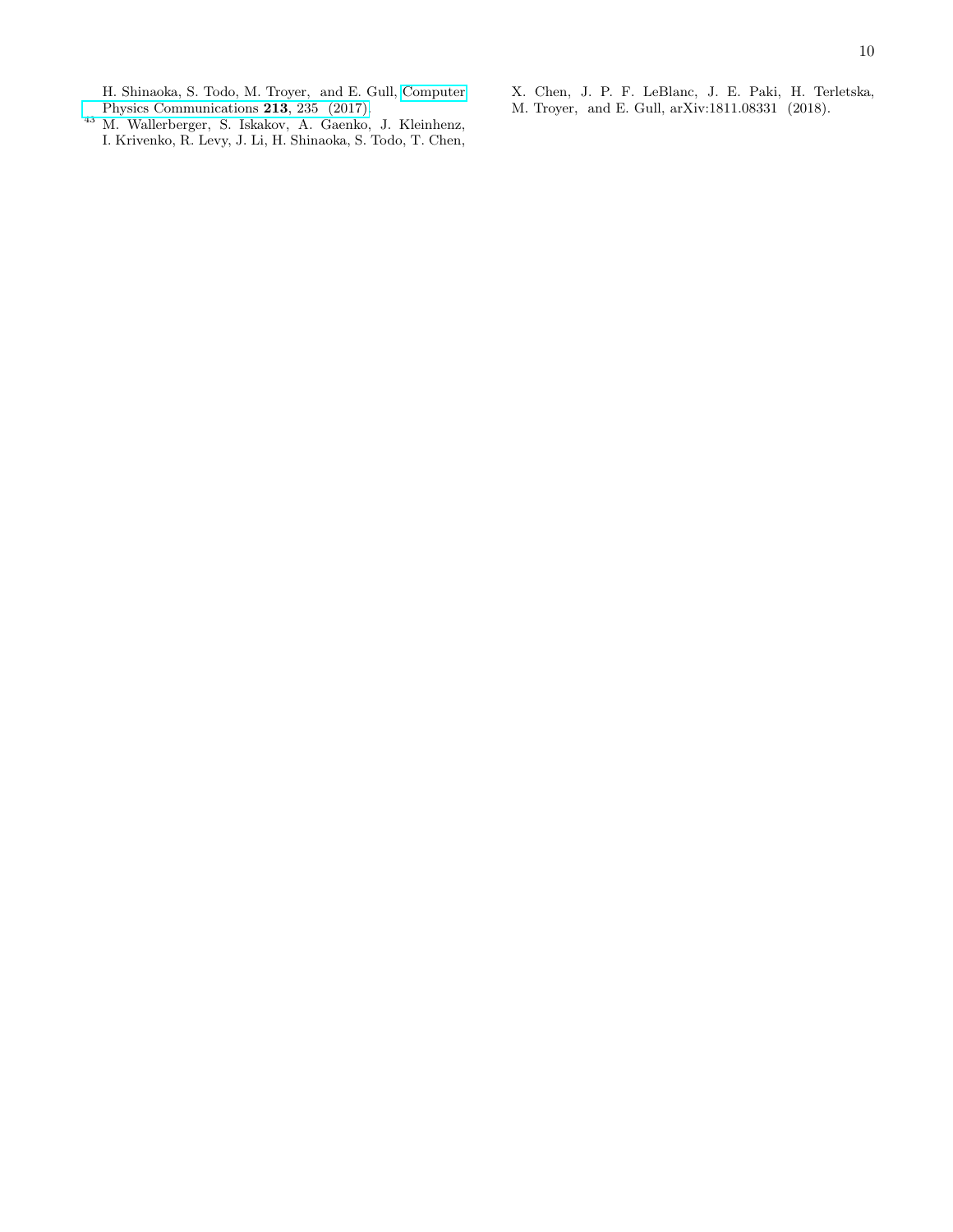H. Shinaoka, S. Todo, M. Troyer, and E. Gull, Computer Physics Communications **213**, 235 (2017).

[43] M. Wallerberger, S. Iskakov, A. Gaenko, J. Kleinhenz, I. Krivenko, R. Levy, J. Li, H. Shinaoka, S. Todo, T. Chen, X. Chen, J. P. F. LeBlanc, J. E. Paki, H. Terletska, M. Troyer, and E. Gull, arXiv:1811.08331 (2018).